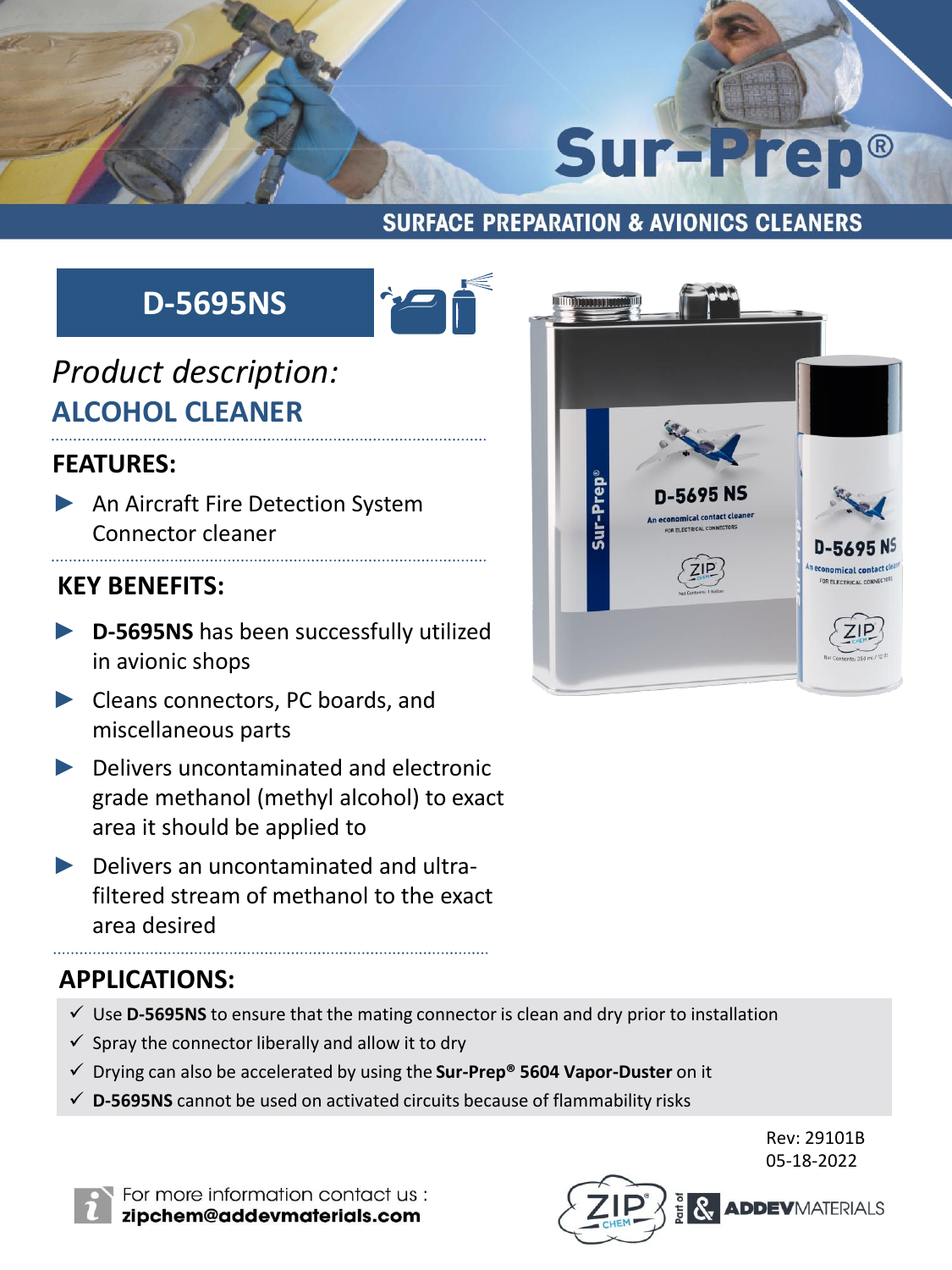# Sur-Prep®

## SURFACE PREPARATION & AVIONICS CLEANERS

## D-5695NS

*Product description:*

**ALCOHOL CLEANER**

### FEATURES:

- An Aircraft Fire Detection System Connector cleaner

### KEY BENEFITS:

- **D-5695NS** has been successfully utilized in avionic shops
- Cleans connectors, PC boards, and miscellaneous parts
- Delivers uncontaminated and electronic grade methanol (methyl alcohol) to exact area it should be applied to
- Delivers an uncontaminated and ultra-filtered stream of methanol to the exact area desired

### APPLICATIONS:

- ✓ Use **D-5695NS** to ensure that the mating connector is clean and dry prior to installation
- ✓ Spray the connector liberally and allow it to dry
- ✓ Drying can also be accelerated by using the **Sur-Prep® 5604 Vapor-Duster** on it
- ✓ **D-5695NS** cannot be used on activated circuits because of flammability risks

Rev: 29101B
05-18-2022

For more information contact us :
**zipchem@addevmaterials.com**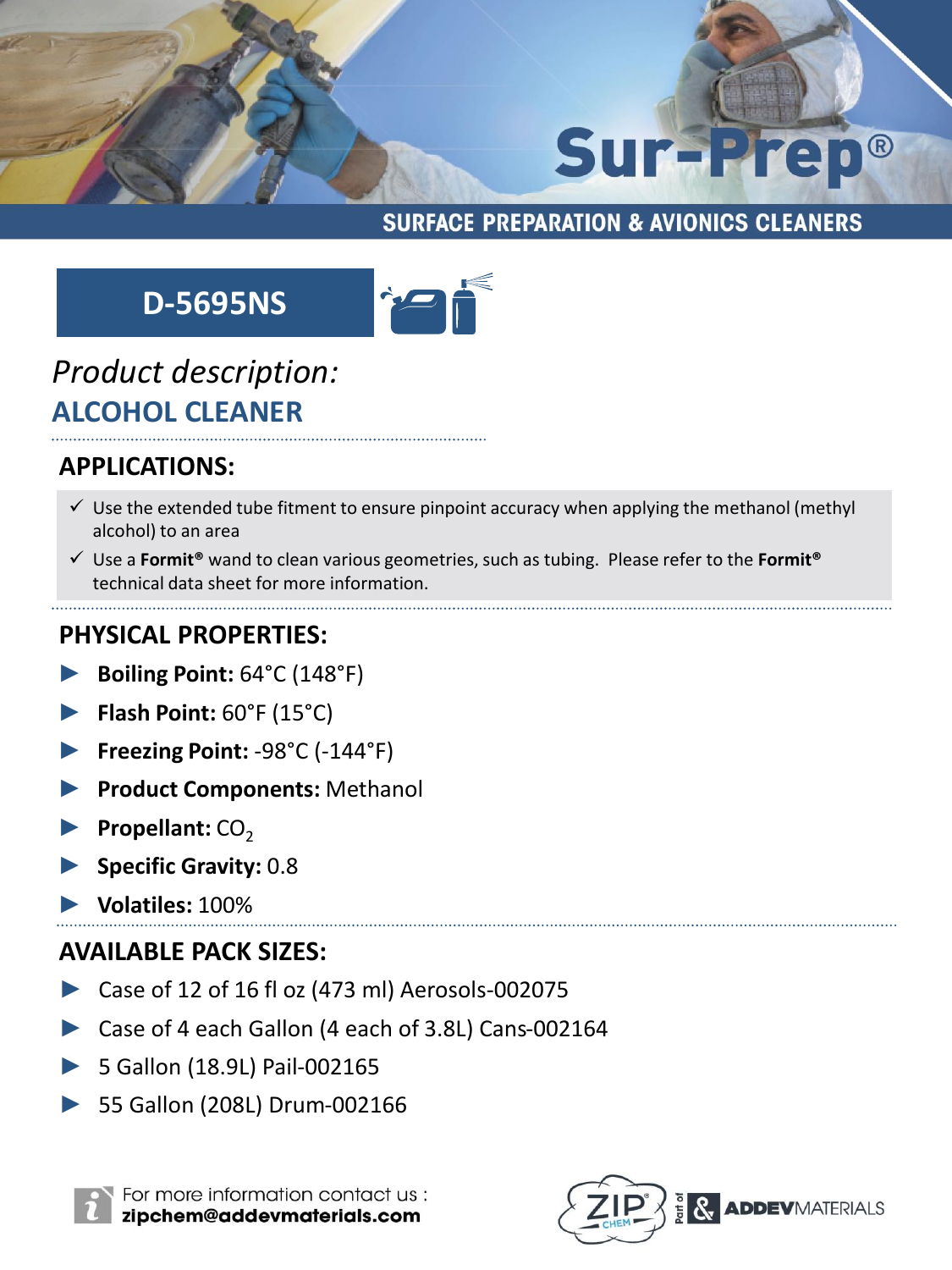# Sur-Prep®

SURFACE PREPARATION & AVIONICS CLEANERS

## D-5695NS

*Product description:*

## ALCOHOL CLEANER

### APPLICATIONS:

- ✓ Use the extended tube fitment to ensure pinpoint accuracy when applying the methanol (methyl alcohol) to an area
- ✓ Use a **Formit®** wand to clean various geometries, such as tubing. Please refer to the **Formit®** technical data sheet for more information.

### PHYSICAL PROPERTIES:

- **Boiling Point:** 64°C (148°F)
- **Flash Point:** 60°F (15°C)
- **Freezing Point:** -98°C (-144°F)
- **Product Components:** Methanol
- **Propellant:** $CO_2$
- **Specific Gravity:** 0.8
- **Volatiles:** 100%

### AVAILABLE PACK SIZES:

- Case of 12 of 16 fl oz (473 ml) Aerosols-002075
- Case of 4 each Gallon (4 each of 3.8L) Cans-002164
- 5 Gallon (18.9L) Pail-002165
- 55 Gallon (208L) Drum-002166

For more information contact us :
**zipchem@addevmaterials.com**

ZIP CHEM Part of & ADDEV MATERIALS